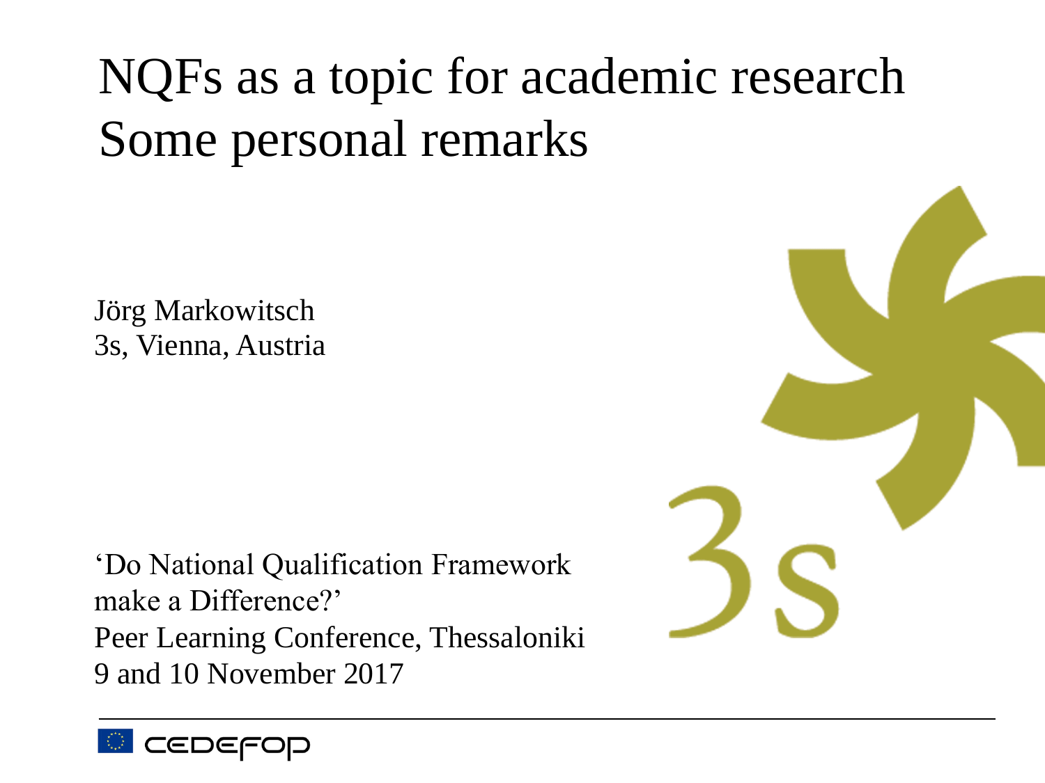# NQFs as a topic for academic research
# Some personal remarks

Jörg Markowitsch
3s, Vienna, Austria

'Do National Qualification Framework make a Difference?'
Peer Learning Conference, Thessaloniki
9 and 10 November 2017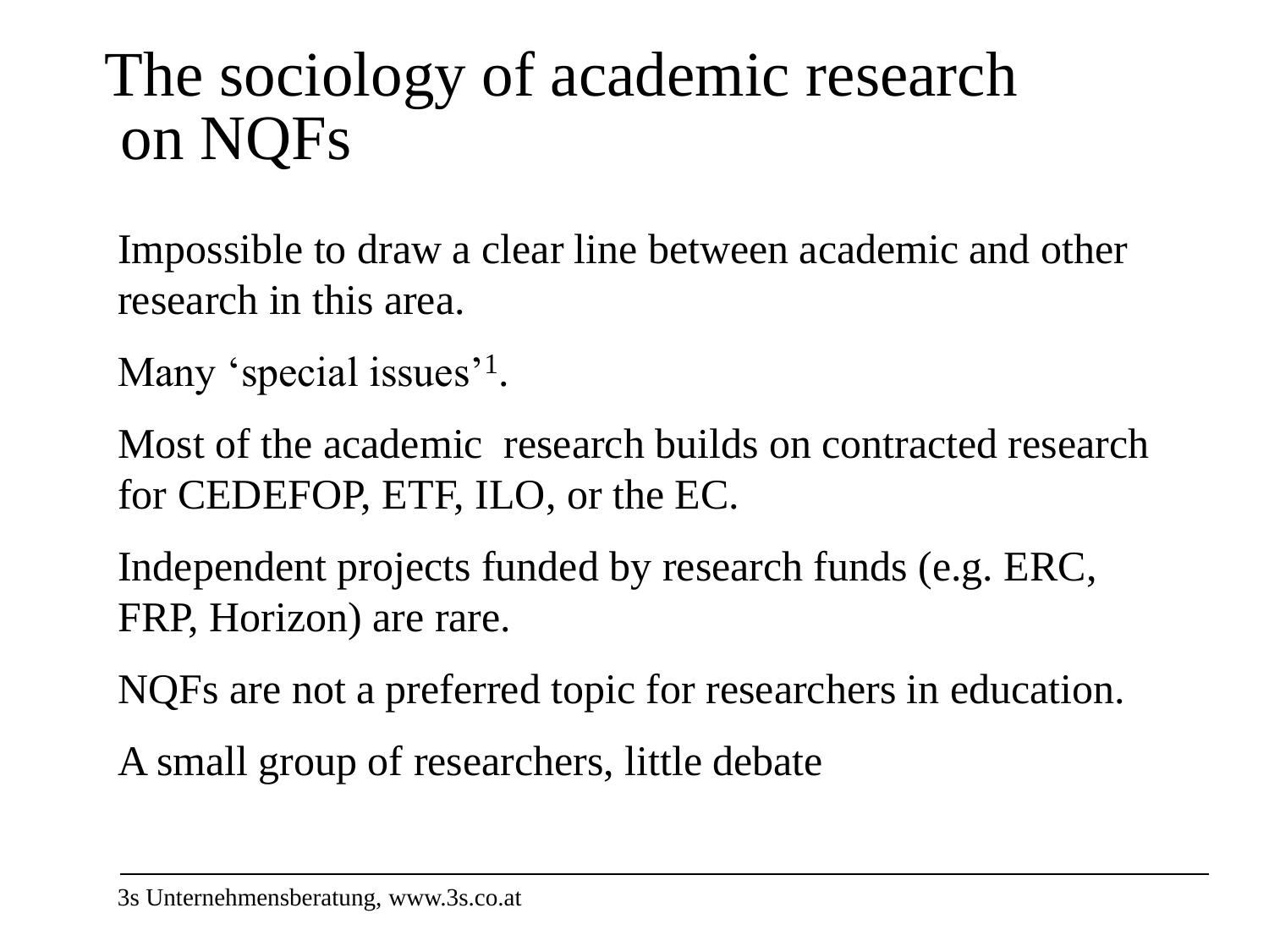# The sociology of academic research on NQFs

Impossible to draw a clear line between academic and other research in this area.

Many ‘special issues’[1].

Most of the academic research builds on contracted research for CEDEFOP, ETF, ILO, or the EC.

Independent projects funded by research funds (e.g. ERC, FRP, Horizon) are rare.

NQFs are not a preferred topic for researchers in education.

A small group of researchers, little debate

3s Unternehmensberatung, www.3s.co.at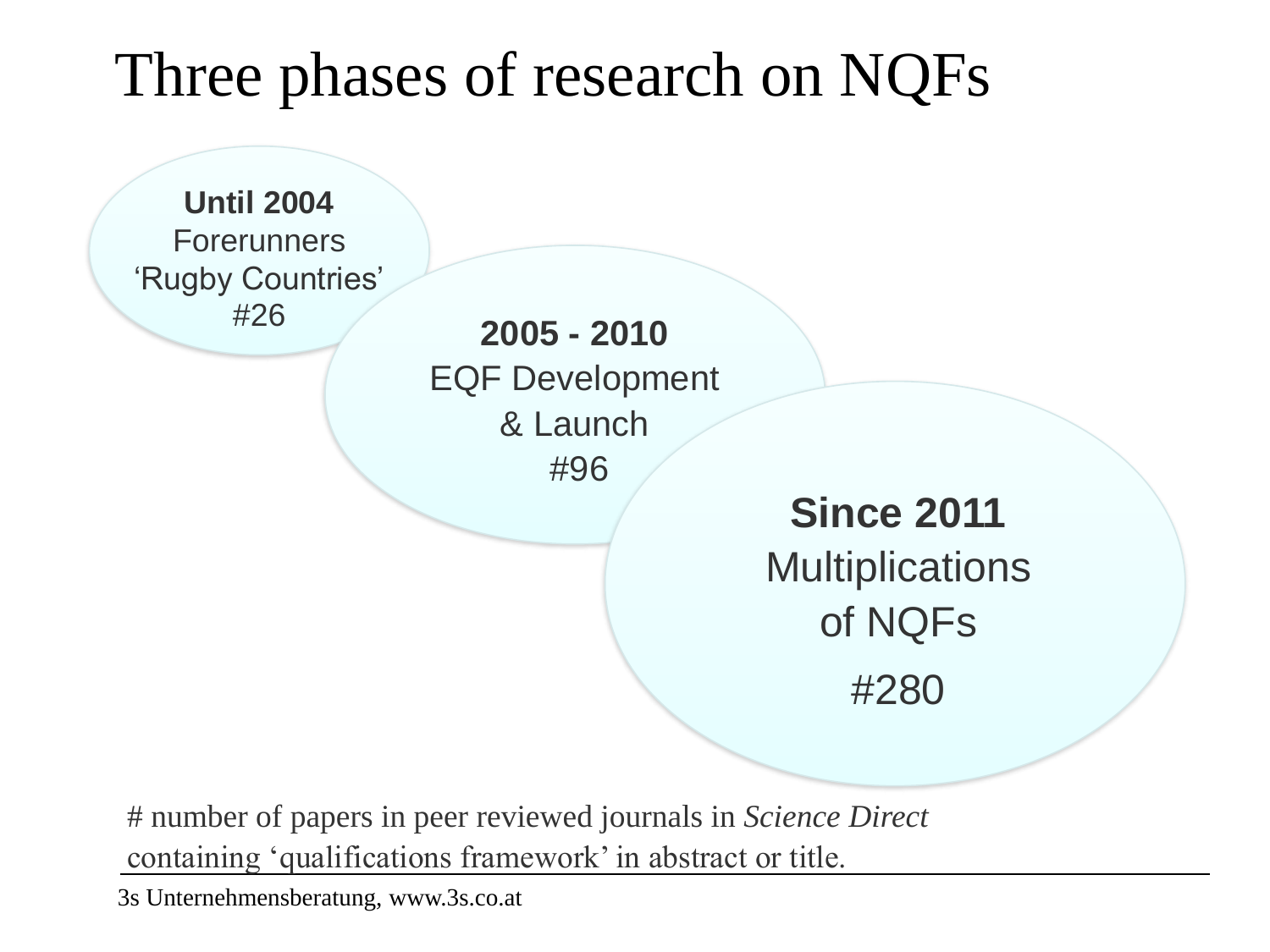# Three phases of research on NQFs

**Until 2004**
Forerunners
'Rugby Countries'
#26

**2005 - 2010**
EQF Development
& Launch
#96

**Since 2011**
Multiplications
of NQFs
#280

# number of papers in peer reviewed journals in *Science Direct* containing 'qualifications framework' in abstract or title.

3s Unternehmensberatung, www.3s.co.at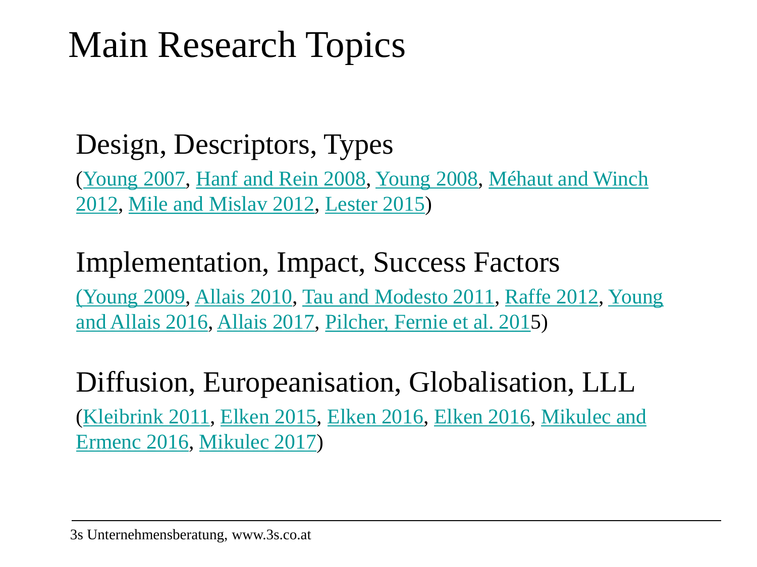# Main Research Topics

## Design, Descriptors, Types

(Young 2007, Hanf and Rein 2008, Young 2008, Méhaut and Winch 2012, Mile and Mislav 2012, Lester 2015)

## Implementation, Impact, Success Factors

(Young 2009, Allais 2010, Tau and Modesto 2011, Raffe 2012, Young and Allais 2016, Allais 2017, Pilcher, Fernie et al. 2015)

## Diffusion, Europeanisation, Globalisation, LLL

(Kleibrink 2011, Elken 2015, Elken 2016, Elken 2016, Mikulec and Ermenc 2016, Mikulec 2017)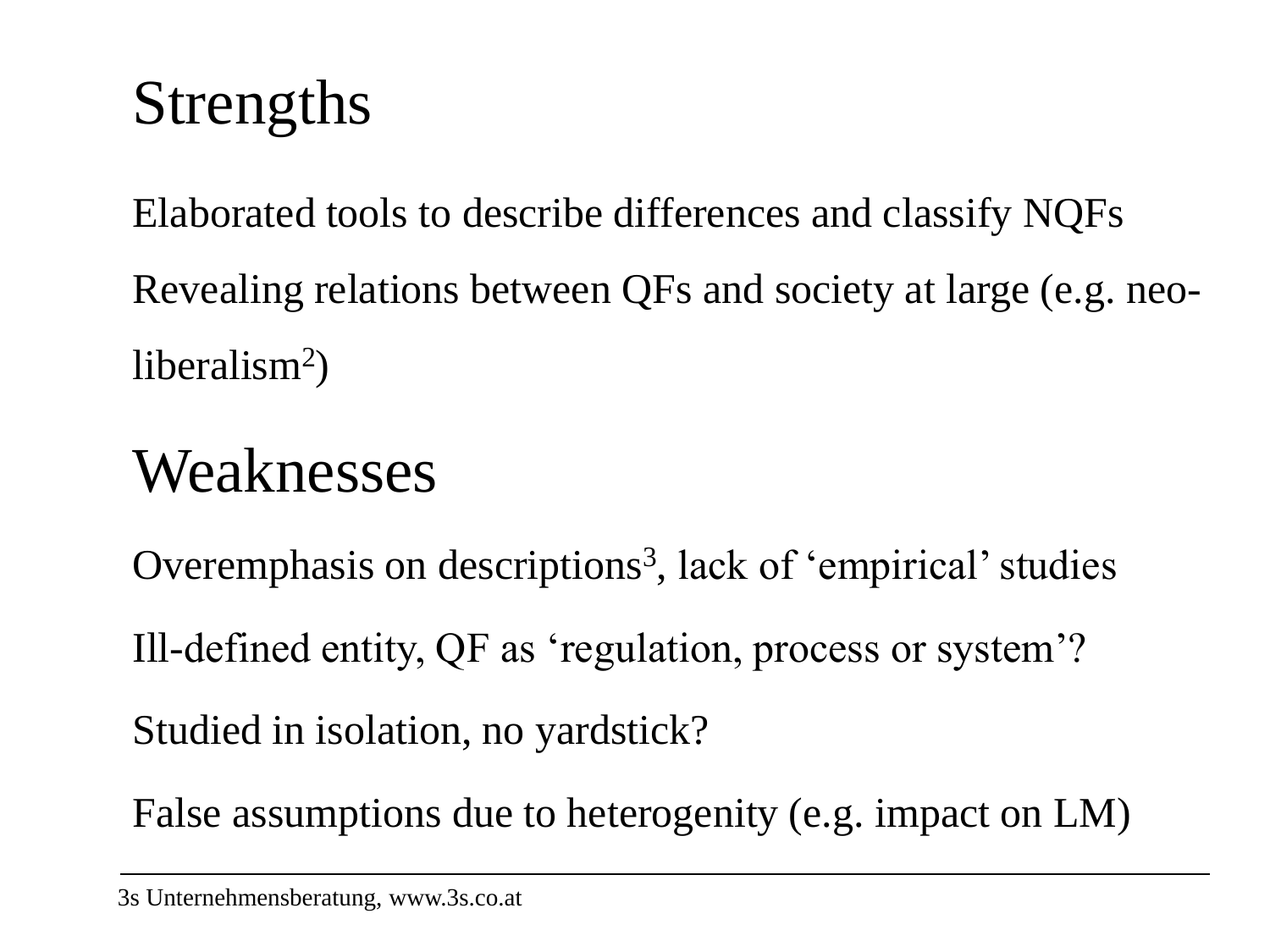## Strengths

Elaborated tools to describe differences and classify NQFs

Revealing relations between QFs and society at large (e.g. neo-liberalism[2])

## Weaknesses

Overemphasis on descriptions[3], lack of 'empirical' studies

Ill-defined entity, QF as 'regulation, process or system'?

Studied in isolation, no yardstick?

False assumptions due to heterogenity (e.g. impact on LM)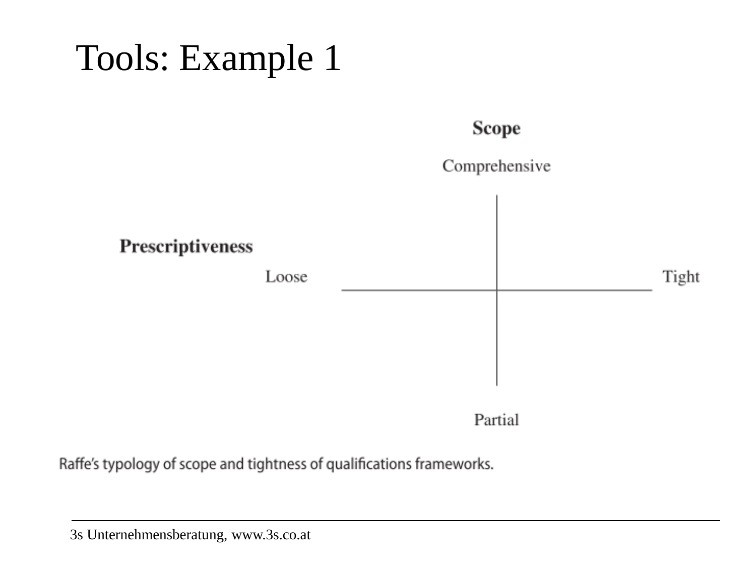# Tools: Example 1

**Scope**

Comprehensive

**Prescriptiveness**

Loose

Tight

Partial

Raffe's typology of scope and tightness of qualifications frameworks.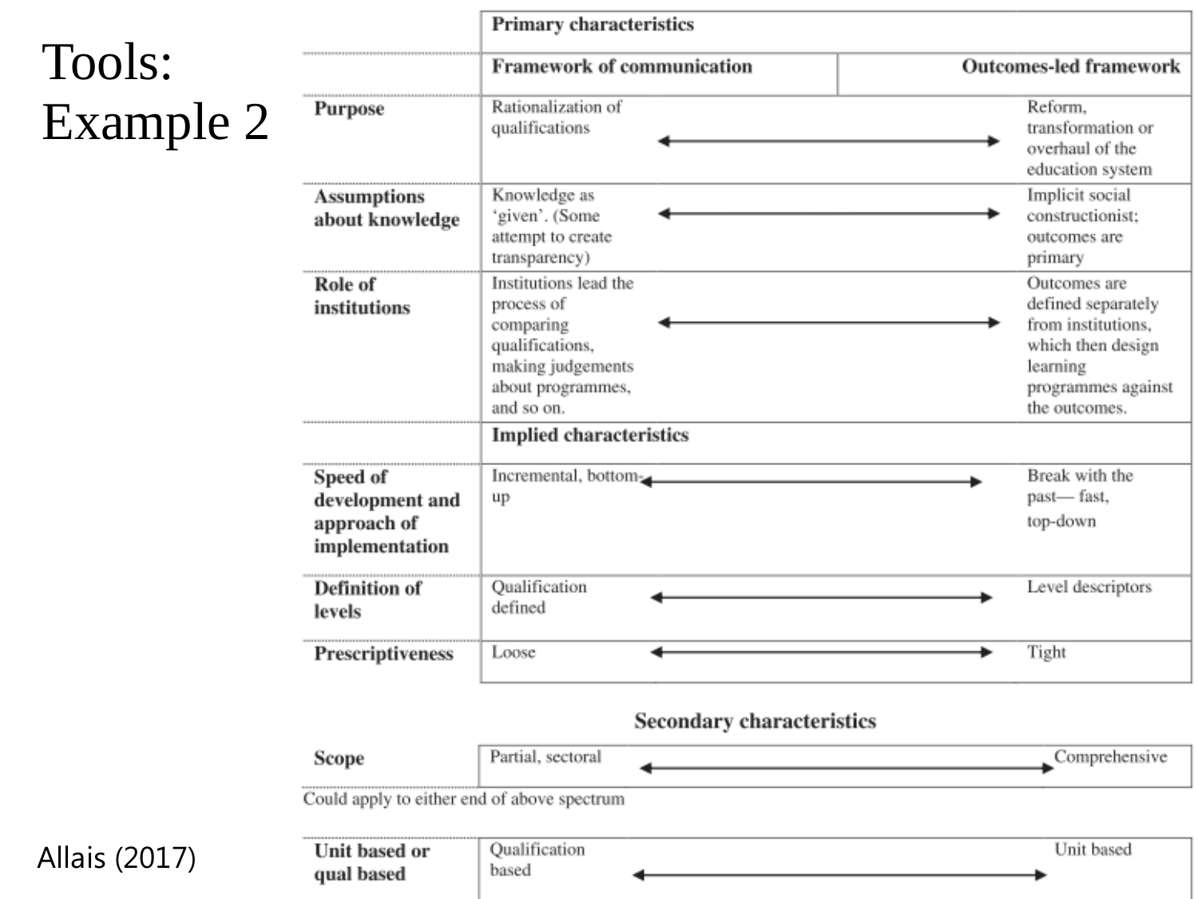# Tools: Example 2

Allais (2017)

| | Primary characteristics | | |
|---|---|---|---|
| | **Framework of communication** | | **Outcomes-led framework** |
| **Purpose** | Rationalization of qualifications | ⟷ | Reform, transformation or overhaul of the education system |
| **Assumptions about knowledge** | Knowledge as 'given'. (Some attempt to create transparency) | ⟷ | Implicit social constructionist; outcomes are primary |
| **Role of institutions** | Institutions lead the process of comparing qualifications, making judgements about programmes, and so on. | ⟷ | Outcomes are defined separately from institutions, which then design learning programmes against the outcomes. |
| | **Implied characteristics** | | |
| **Speed of development and approach of implementation** | Incremental, bottom-up | ⟷ | Break with the past— fast, top-down |
| **Definition of levels** | Qualification defined | ⟷ | Level descriptors |
| **Prescriptiveness** | Loose | ⟷ | Tight |

**Secondary characteristics**

| | | | |
|---|---|---|---|
| **Scope** | Partial, sectoral | ⟷ | Comprehensive |

Could apply to either end of above spectrum

| | | | |
|---|---|---|---|
| **Unit based or qual based** | Qualification based | ⟷ | Unit based |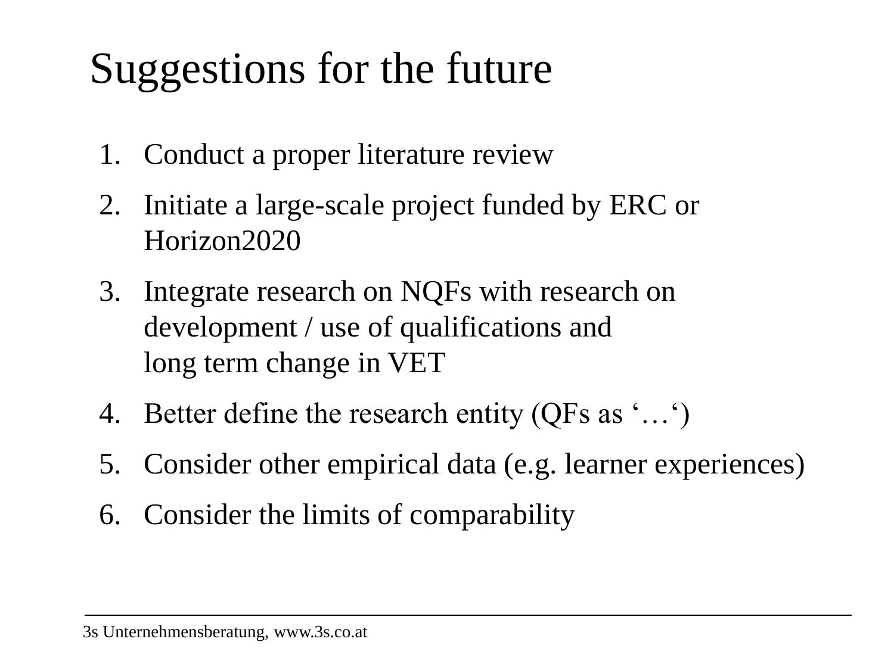# Suggestions for the future

1. Conduct a proper literature review
2. Initiate a large-scale project funded by ERC or Horizon2020
3. Integrate research on NQFs with research on development / use of qualifications and long term change in VET
4. Better define the research entity (QFs as '…')
5. Consider other empirical data (e.g. learner experiences)
6. Consider the limits of comparability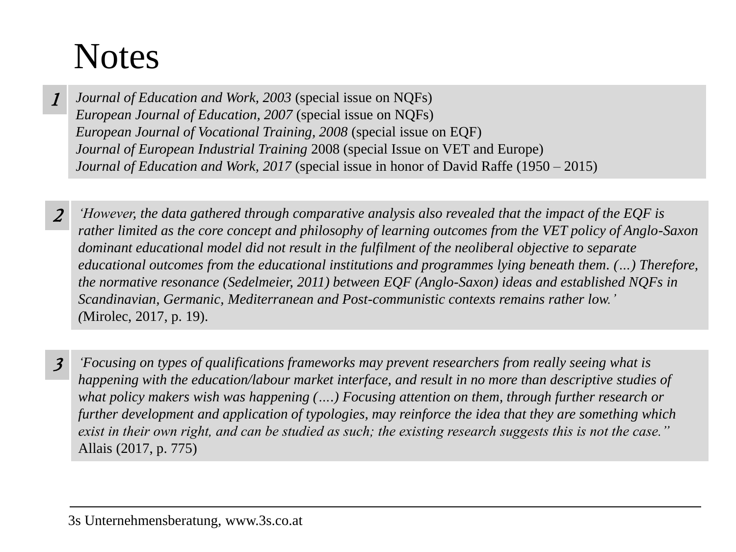# Notes

**1**

*Journal of Education and Work, 2003* (special issue on NQFs)
*European Journal of Education, 2007* (special issue on NQFs)
*European Journal of Vocational Training, 2008* (special issue on EQF)
*Journal of European Industrial Training* 2008 (special Issue on VET and Europe)
*Journal of Education and Work, 2017* (special issue in honor of David Raffe (1950 – 2015)

**2**

*'However, the data gathered through comparative analysis also revealed that the impact of the EQF is rather limited as the core concept and philosophy of learning outcomes from the VET policy of Anglo-Saxon dominant educational model did not result in the fulfilment of the neoliberal objective to separate educational outcomes from the educational institutions and programmes lying beneath them. (…) Therefore, the normative resonance (Sedelmeier, 2011) between EQF (Anglo-Saxon) ideas and established NQFs in Scandinavian, Germanic, Mediterranean and Post-communistic contexts remains rather low.'*
*(*Mirolec, 2017, p. 19).

**3**

*'Focusing on types of qualifications frameworks may prevent researchers from really seeing what is happening with the education/labour market interface, and result in no more than descriptive studies of what policy makers wish was happening (….) Focusing attention on them, through further research or further development and application of typologies, may reinforce the idea that they are something which exist in their own right, and can be studied as such; the existing research suggests this is not the case."*
Allais (2017, p. 775)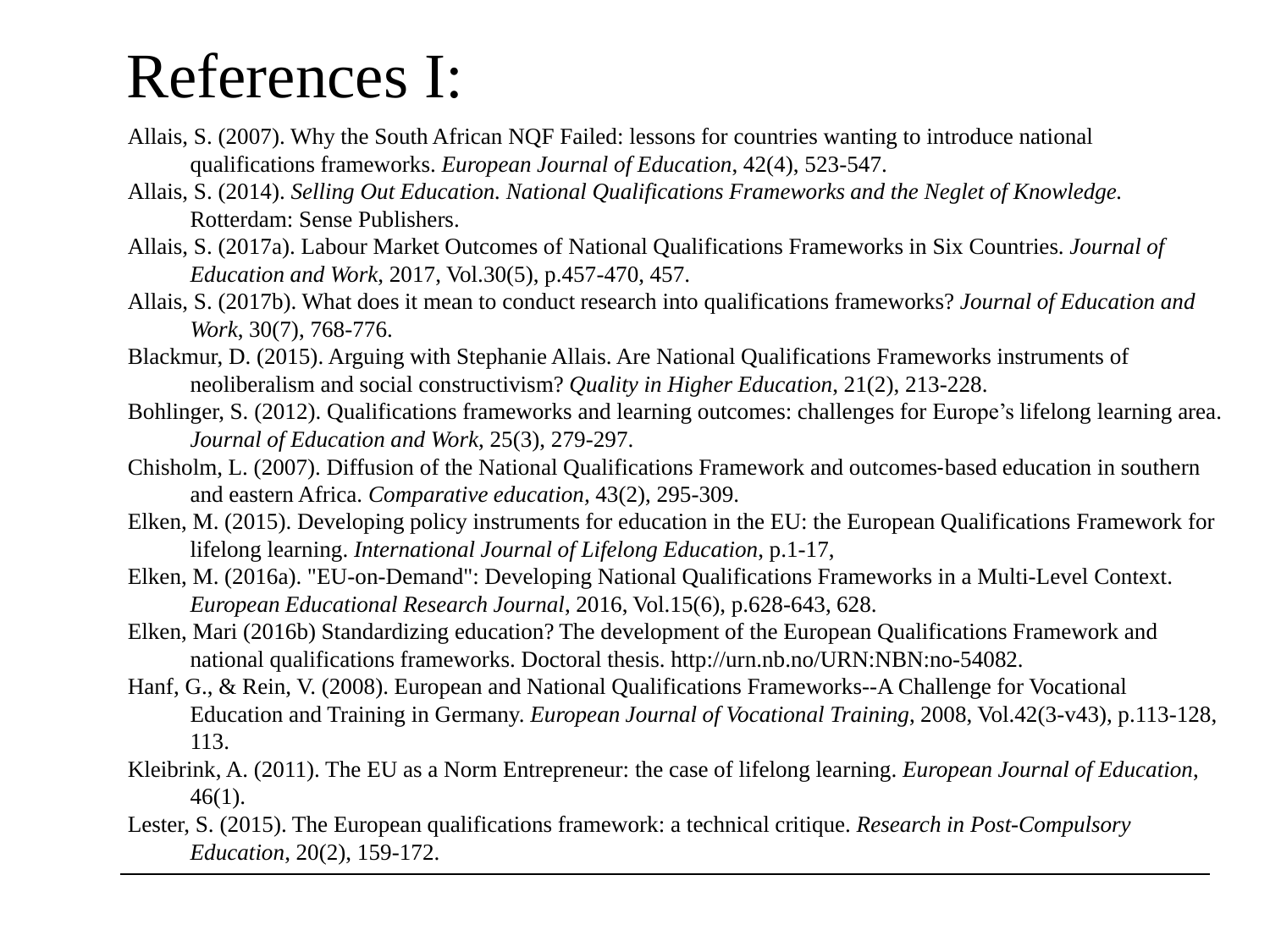# References I:

Allais, S. (2007). Why the South African NQF Failed: lessons for countries wanting to introduce national qualifications frameworks. *European Journal of Education*, 42(4), 523-547.

Allais, S. (2014). *Selling Out Education. National Qualifications Frameworks and the Neglet of Knowledge.* Rotterdam: Sense Publishers.

Allais, S. (2017a). Labour Market Outcomes of National Qualifications Frameworks in Six Countries. *Journal of Education and Work*, 2017, Vol.30(5), p.457-470, 457.

Allais, S. (2017b). What does it mean to conduct research into qualifications frameworks? *Journal of Education and Work*, 30(7), 768-776.

Blackmur, D. (2015). Arguing with Stephanie Allais. Are National Qualifications Frameworks instruments of neoliberalism and social constructivism? *Quality in Higher Education*, 21(2), 213-228.

Bohlinger, S. (2012). Qualifications frameworks and learning outcomes: challenges for Europe's lifelong learning area. *Journal of Education and Work*, 25(3), 279-297.

Chisholm, L. (2007). Diffusion of the National Qualifications Framework and outcomes-based education in southern and eastern Africa. *Comparative education*, 43(2), 295-309.

Elken, M. (2015). Developing policy instruments for education in the EU: the European Qualifications Framework for lifelong learning. *International Journal of Lifelong Education*, p.1-17,

Elken, M. (2016a). "EU-on-Demand": Developing National Qualifications Frameworks in a Multi-Level Context. *European Educational Research Journal*, 2016, Vol.15(6), p.628-643, 628.

Elken, Mari (2016b) Standardizing education? The development of the European Qualifications Framework and national qualifications frameworks. Doctoral thesis. http://urn.nb.no/URN:NBN:no-54082.

Hanf, G., & Rein, V. (2008). European and National Qualifications Frameworks--A Challenge for Vocational Education and Training in Germany. *European Journal of Vocational Training*, 2008, Vol.42(3-v43), p.113-128, 113.

Kleibrink, A. (2011). The EU as a Norm Entrepreneur: the case of lifelong learning. *European Journal of Education*, 46(1).

Lester, S. (2015). The European qualifications framework: a technical critique. *Research in Post-Compulsory Education*, 20(2), 159-172.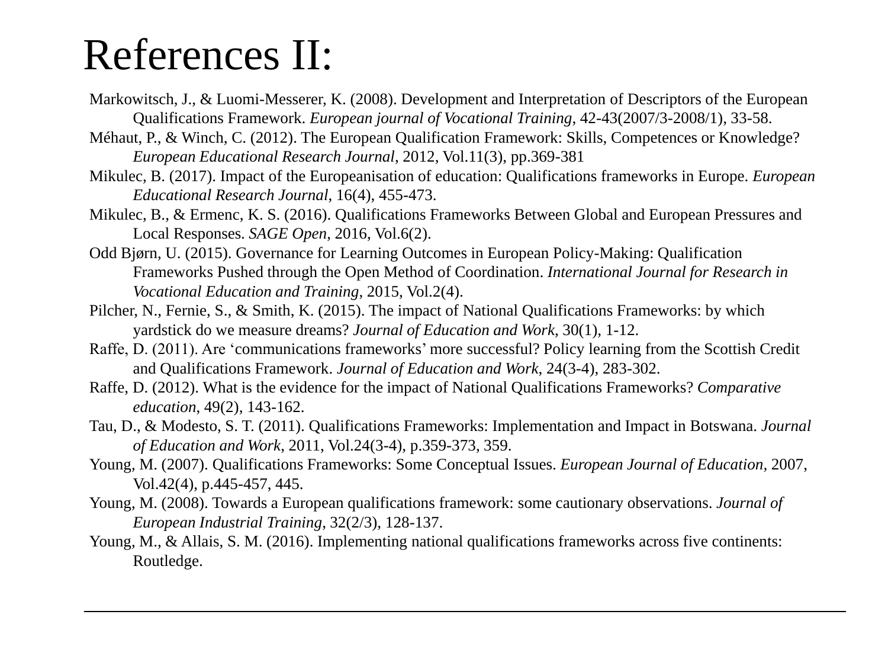# References II:

Markowitsch, J., & Luomi-Messerer, K. (2008). Development and Interpretation of Descriptors of the European Qualifications Framework. *European journal of Vocational Training*, 42-43(2007/3-2008/1), 33-58.

Méhaut, P., & Winch, C. (2012). The European Qualification Framework: Skills, Competences or Knowledge? *European Educational Research Journal*, 2012, Vol.11(3), pp.369-381

Mikulec, B. (2017). Impact of the Europeanisation of education: Qualifications frameworks in Europe. *European Educational Research Journal*, 16(4), 455-473.

Mikulec, B., & Ermenc, K. S. (2016). Qualifications Frameworks Between Global and European Pressures and Local Responses. *SAGE Open*, 2016, Vol.6(2).

Odd Bjørn, U. (2015). Governance for Learning Outcomes in European Policy-Making: Qualification Frameworks Pushed through the Open Method of Coordination. *International Journal for Research in Vocational Education and Training*, 2015, Vol.2(4).

Pilcher, N., Fernie, S., & Smith, K. (2015). The impact of National Qualifications Frameworks: by which yardstick do we measure dreams? *Journal of Education and Work*, 30(1), 1-12.

Raffe, D. (2011). Are 'communications frameworks' more successful? Policy learning from the Scottish Credit and Qualifications Framework. *Journal of Education and Work*, 24(3-4), 283-302.

Raffe, D. (2012). What is the evidence for the impact of National Qualifications Frameworks? *Comparative education*, 49(2), 143-162.

Tau, D., & Modesto, S. T. (2011). Qualifications Frameworks: Implementation and Impact in Botswana. *Journal of Education and Work*, 2011, Vol.24(3-4), p.359-373, 359.

Young, M. (2007). Qualifications Frameworks: Some Conceptual Issues. *European Journal of Education*, 2007, Vol.42(4), p.445-457, 445.

Young, M. (2008). Towards a European qualifications framework: some cautionary observations. *Journal of European Industrial Training*, 32(2/3), 128-137.

Young, M., & Allais, S. M. (2016). Implementing national qualifications frameworks across five continents: Routledge.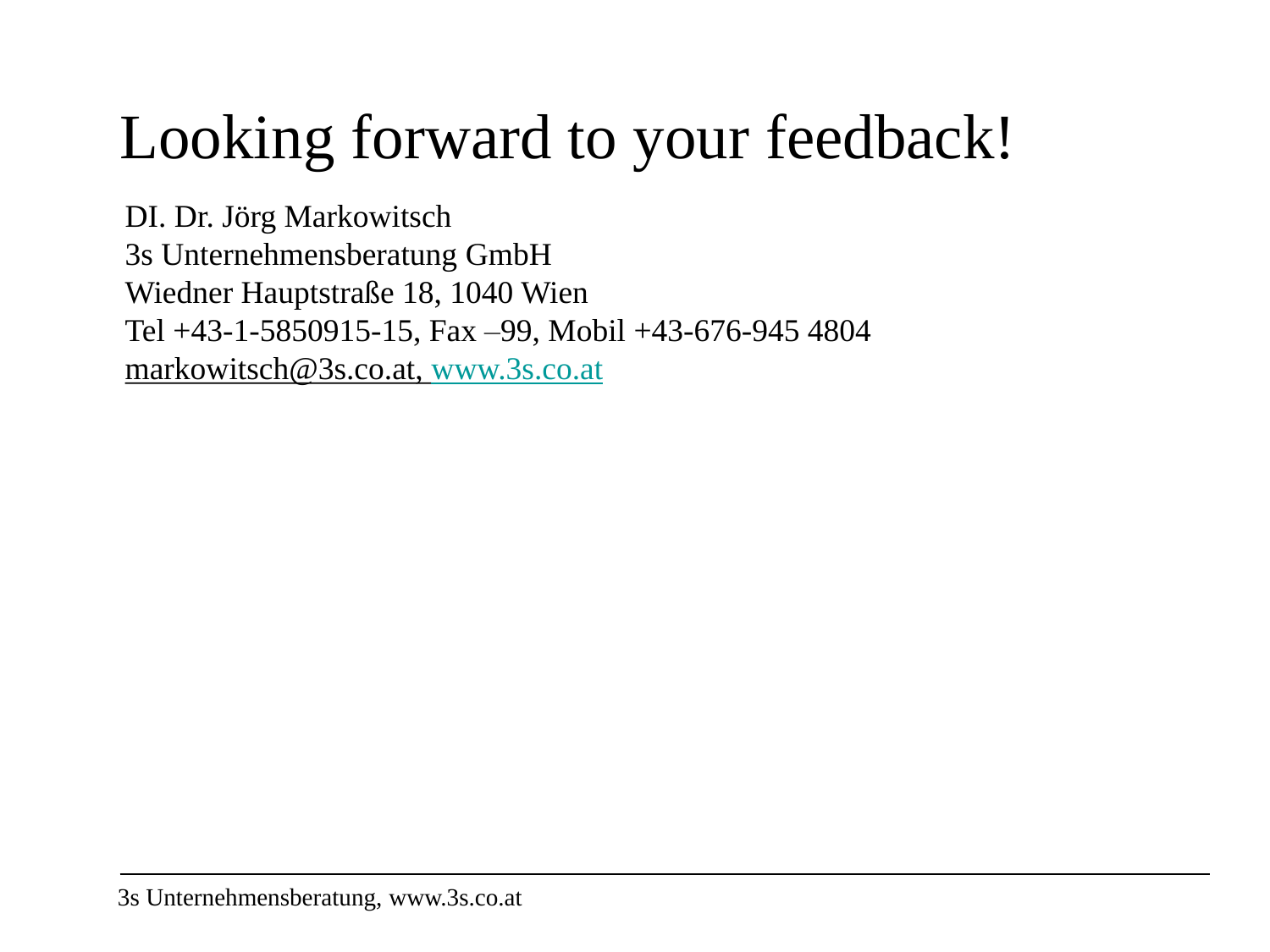# Looking forward to your feedback!

DI. Dr. Jörg Markowitsch
3s Unternehmensberatung GmbH
Wiedner Hauptstraße 18, 1040 Wien
Tel +43-1-5850915-15, Fax –99, Mobil +43-676-945 4804
markowitsch@3s.co.at, www.3s.co.at